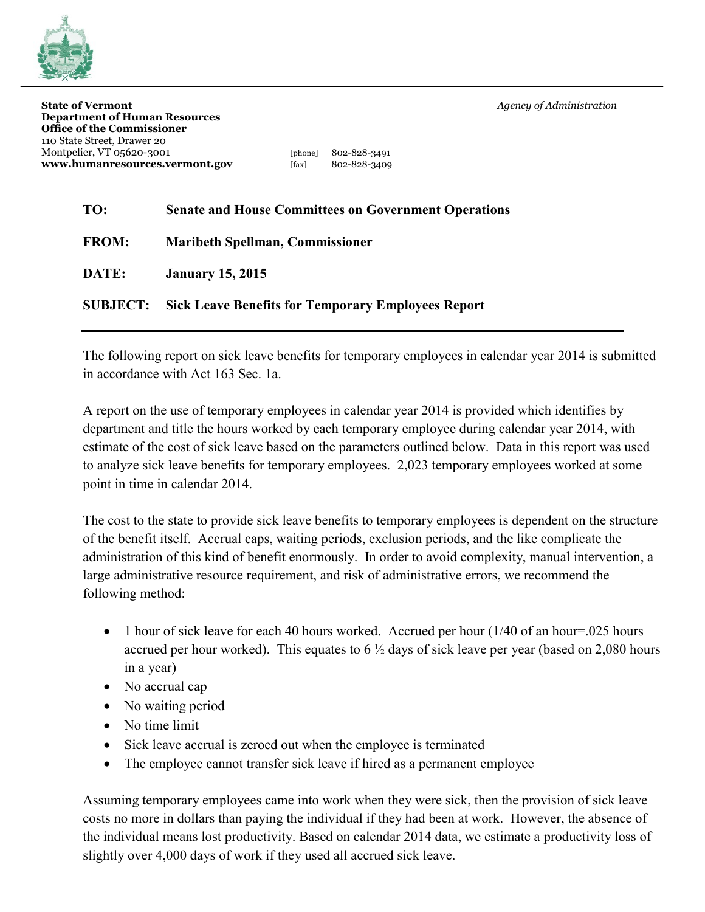**State of Vermont**
**Department of Human Resources**
**Office of the Commissioner**
110 State Street, Drawer 20
Montpelier, VT 05620-3001
**www.humanresources.vermont.gov**

[phone] 802-828-3491
[fax] 802-828-3409

*Agency of Administration*

---

**TO:** **Senate and House Committees on Government Operations**

**FROM:** **Maribeth Spellman, Commissioner**

**DATE:** **January 15, 2015**

**SUBJECT:** **Sick Leave Benefits for Temporary Employees Report**

---

The following report on sick leave benefits for temporary employees in calendar year 2014 is submitted in accordance with Act 163 Sec. 1a.

A report on the use of temporary employees in calendar year 2014 is provided which identifies by department and title the hours worked by each temporary employee during calendar year 2014, with estimate of the cost of sick leave based on the parameters outlined below. Data in this report was used to analyze sick leave benefits for temporary employees. 2,023 temporary employees worked at some point in time in calendar 2014.

The cost to the state to provide sick leave benefits to temporary employees is dependent on the structure of the benefit itself. Accrual caps, waiting periods, exclusion periods, and the like complicate the administration of this kind of benefit enormously. In order to avoid complexity, manual intervention, a large administrative resource requirement, and risk of administrative errors, we recommend the following method:

- 1 hour of sick leave for each 40 hours worked. Accrued per hour (1/40 of an hour=.025 hours accrued per hour worked). This equates to 6 ½ days of sick leave per year (based on 2,080 hours in a year)
- No accrual cap
- No waiting period
- No time limit
- Sick leave accrual is zeroed out when the employee is terminated
- The employee cannot transfer sick leave if hired as a permanent employee

Assuming temporary employees came into work when they were sick, then the provision of sick leave costs no more in dollars than paying the individual if they had been at work. However, the absence of the individual means lost productivity. Based on calendar 2014 data, we estimate a productivity loss of slightly over 4,000 days of work if they used all accrued sick leave.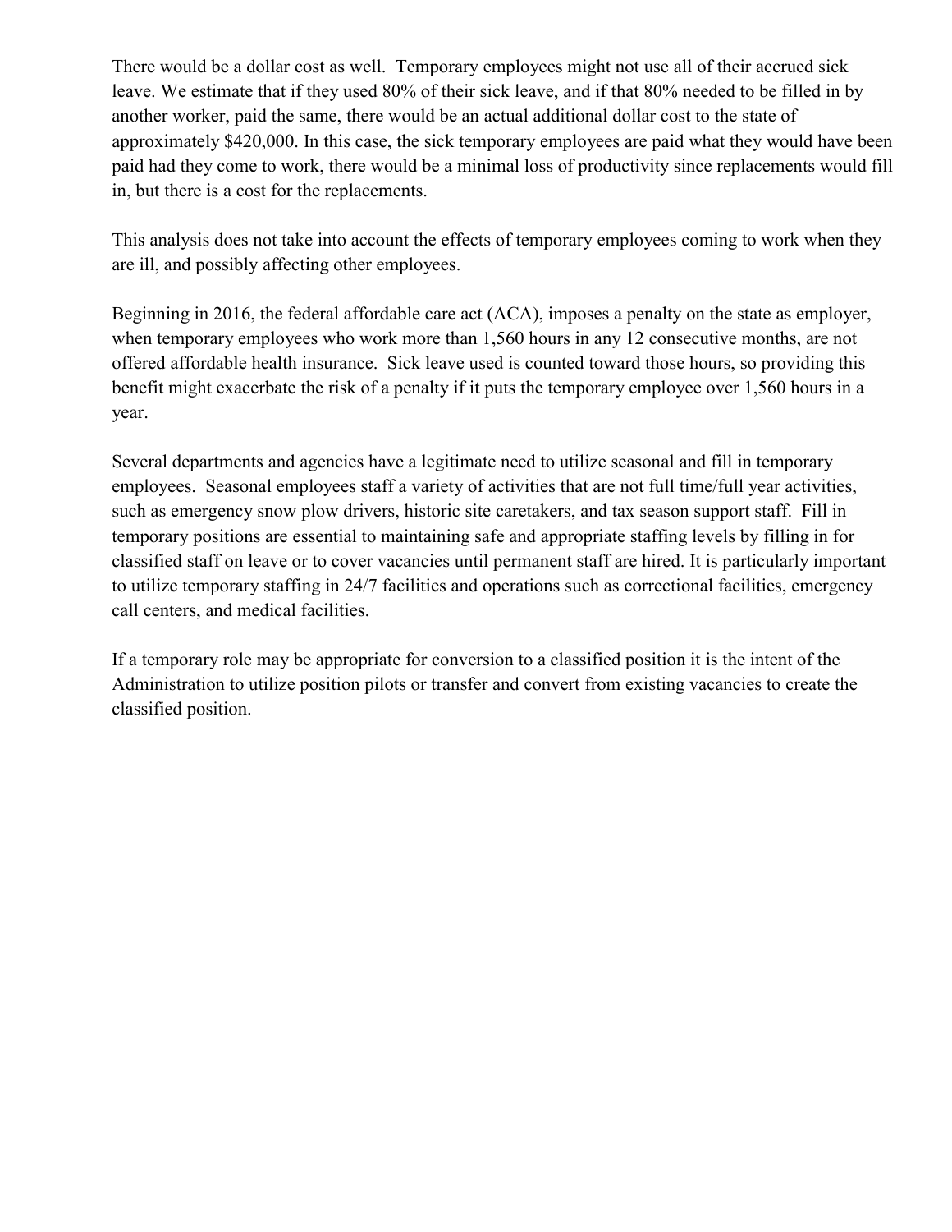There would be a dollar cost as well. Temporary employees might not use all of their accrued sick leave. We estimate that if they used 80% of their sick leave, and if that 80% needed to be filled in by another worker, paid the same, there would be an actual additional dollar cost to the state of approximately $420,000. In this case, the sick temporary employees are paid what they would have been paid had they come to work, there would be a minimal loss of productivity since replacements would fill in, but there is a cost for the replacements.

This analysis does not take into account the effects of temporary employees coming to work when they are ill, and possibly affecting other employees.

Beginning in 2016, the federal affordable care act (ACA), imposes a penalty on the state as employer, when temporary employees who work more than 1,560 hours in any 12 consecutive months, are not offered affordable health insurance. Sick leave used is counted toward those hours, so providing this benefit might exacerbate the risk of a penalty if it puts the temporary employee over 1,560 hours in a year.

Several departments and agencies have a legitimate need to utilize seasonal and fill in temporary employees. Seasonal employees staff a variety of activities that are not full time/full year activities, such as emergency snow plow drivers, historic site caretakers, and tax season support staff. Fill in temporary positions are essential to maintaining safe and appropriate staffing levels by filling in for classified staff on leave or to cover vacancies until permanent staff are hired. It is particularly important to utilize temporary staffing in 24/7 facilities and operations such as correctional facilities, emergency call centers, and medical facilities.

If a temporary role may be appropriate for conversion to a classified position it is the intent of the Administration to utilize position pilots or transfer and convert from existing vacancies to create the classified position.